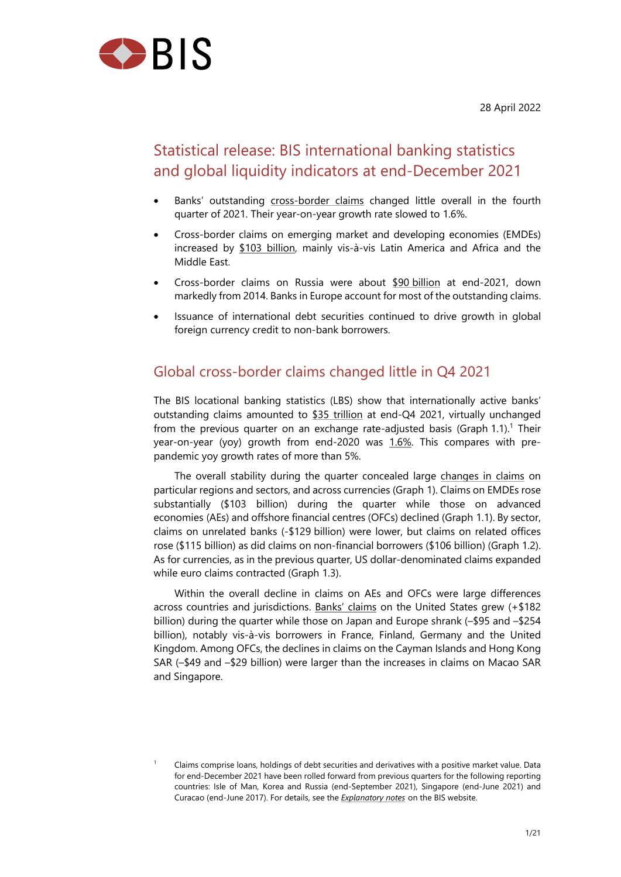BIS

28 April 2022

# Statistical release: BIS international banking statistics and global liquidity indicators at end-December 2021

- Banks' outstanding cross-border claims changed little overall in the fourth quarter of 2021. Their year-on-year growth rate slowed to 1.6%.
- Cross-border claims on emerging market and developing economies (EMDEs) increased by $103 billion, mainly vis-à-vis Latin America and Africa and the Middle East.
- Cross-border claims on Russia were about $90 billion at end-2021, down markedly from 2014. Banks in Europe account for most of the outstanding claims.
- Issuance of international debt securities continued to drive growth in global foreign currency credit to non-bank borrowers.

## Global cross-border claims changed little in Q4 2021

The BIS locational banking statistics (LBS) show that internationally active banks' outstanding claims amounted to $35 trillion at end-Q4 2021, virtually unchanged from the previous quarter on an exchange rate-adjusted basis (Graph 1.1).[1] Their year-on-year (yoy) growth from end-2020 was 1.6%. This compares with pre-pandemic yoy growth rates of more than 5%.

The overall stability during the quarter concealed large changes in claims on particular regions and sectors, and across currencies (Graph 1). Claims on EMDEs rose substantially ($103 billion) during the quarter while those on advanced economies (AEs) and offshore financial centres (OFCs) declined (Graph 1.1). By sector, claims on unrelated banks (-$129 billion) were lower, but claims on related offices rose ($115 billion) as did claims on non-financial borrowers ($106 billion) (Graph 1.2). As for currencies, as in the previous quarter, US dollar-denominated claims expanded while euro claims contracted (Graph 1.3).

Within the overall decline in claims on AEs and OFCs were large differences across countries and jurisdictions. Banks' claims on the United States grew (+$182 billion) during the quarter while those on Japan and Europe shrank (–$95 and –$254 billion), notably vis-à-vis borrowers in France, Finland, Germany and the United Kingdom. Among OFCs, the declines in claims on the Cayman Islands and Hong Kong SAR (–$49 and –$29 billion) were larger than the increases in claims on Macao SAR and Singapore.

[1] Claims comprise loans, holdings of debt securities and derivatives with a positive market value. Data for end-December 2021 have been rolled forward from previous quarters for the following reporting countries: Isle of Man, Korea and Russia (end-September 2021), Singapore (end-June 2021) and Curacao (end-June 2017). For details, see the *Explanatory notes* on the BIS website.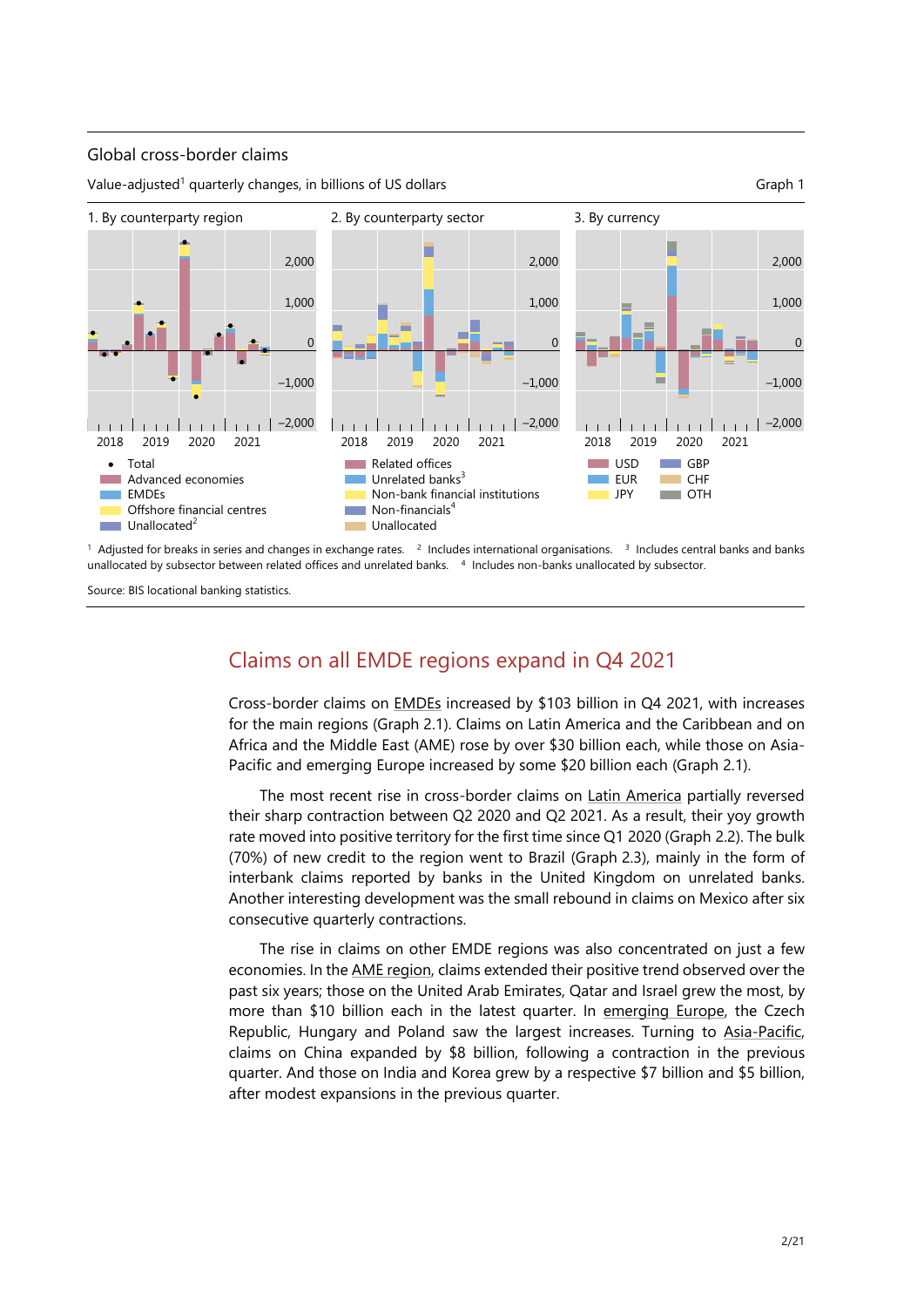Global cross-border claims

Value-adjusted[1] quarterly changes, in billions of US dollars

Graph 1

1. By counterparty region

2. By counterparty sector

3. By currency

Legend (panel 1): Total; Advanced economies; EMDEs; Offshore financial centres; Unallocated[2]

Legend (panel 2): Related offices; Unrelated banks[3]; Non-bank financial institutions; Non-financials[4]; Unallocated

Legend (panel 3): USD; EUR; JPY; GBP; CHF; OTH

[1] Adjusted for breaks in series and changes in exchange rates. [2] Includes international organisations. [3] Includes central banks and banks unallocated by subsector between related offices and unrelated banks. [4] Includes non-banks unallocated by subsector.

Source: BIS locational banking statistics.

## Claims on all EMDE regions expand in Q4 2021

Cross-border claims on EMDEs increased by $103 billion in Q4 2021, with increases for the main regions (Graph 2.1). Claims on Latin America and the Caribbean and on Africa and the Middle East (AME) rose by over $30 billion each, while those on Asia-Pacific and emerging Europe increased by some $20 billion each (Graph 2.1).

The most recent rise in cross-border claims on Latin America partially reversed their sharp contraction between Q2 2020 and Q2 2021. As a result, their yoy growth rate moved into positive territory for the first time since Q1 2020 (Graph 2.2). The bulk (70%) of new credit to the region went to Brazil (Graph 2.3), mainly in the form of interbank claims reported by banks in the United Kingdom on unrelated banks. Another interesting development was the small rebound in claims on Mexico after six consecutive quarterly contractions.

The rise in claims on other EMDE regions was also concentrated on just a few economies. In the AME region, claims extended their positive trend observed over the past six years; those on the United Arab Emirates, Qatar and Israel grew the most, by more than $10 billion each in the latest quarter. In emerging Europe, the Czech Republic, Hungary and Poland saw the largest increases. Turning to Asia-Pacific, claims on China expanded by $8 billion, following a contraction in the previous quarter. And those on India and Korea grew by a respective $7 billion and $5 billion, after modest expansions in the previous quarter.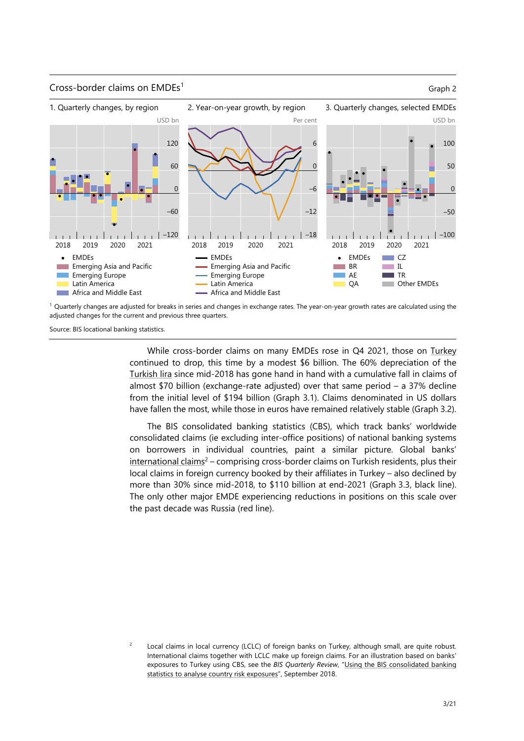Cross-border claims on EMDEs[1]

Graph 2

1. Quarterly changes, by region

2. Year-on-year growth, by region

3. Quarterly changes, selected EMDEs

[1] Quarterly changes are adjusted for breaks in series and changes in exchange rates. The year-on-year growth rates are calculated using the adjusted changes for the current and previous three quarters.

Source: BIS locational banking statistics.

While cross-border claims on many EMDEs rose in Q4 2021, those on Turkey continued to drop, this time by a modest $6 billion. The 60% depreciation of the Turkish lira since mid-2018 has gone hand in hand with a cumulative fall in claims of almost $70 billion (exchange-rate adjusted) over that same period – a 37% decline from the initial level of $194 billion (Graph 3.1). Claims denominated in US dollars have fallen the most, while those in euros have remained relatively stable (Graph 3.2).

The BIS consolidated banking statistics (CBS), which track banks' worldwide consolidated claims (ie excluding inter-office positions) of national banking systems on borrowers in individual countries, paint a similar picture. Global banks' international claims[2] – comprising cross-border claims on Turkish residents, plus their local claims in foreign currency booked by their affiliates in Turkey – also declined by more than 30% since mid-2018, to $110 billion at end-2021 (Graph 3.3, black line). The only other major EMDE experiencing reductions in positions on this scale over the past decade was Russia (red line).

[2] Local claims in local currency (LCLC) of foreign banks on Turkey, although small, are quite robust. International claims together with LCLC make up foreign claims. For an illustration based on banks' exposures to Turkey using CBS, see the *BIS Quarterly Review*, "Using the BIS consolidated banking statistics to analyse country risk exposures", September 2018.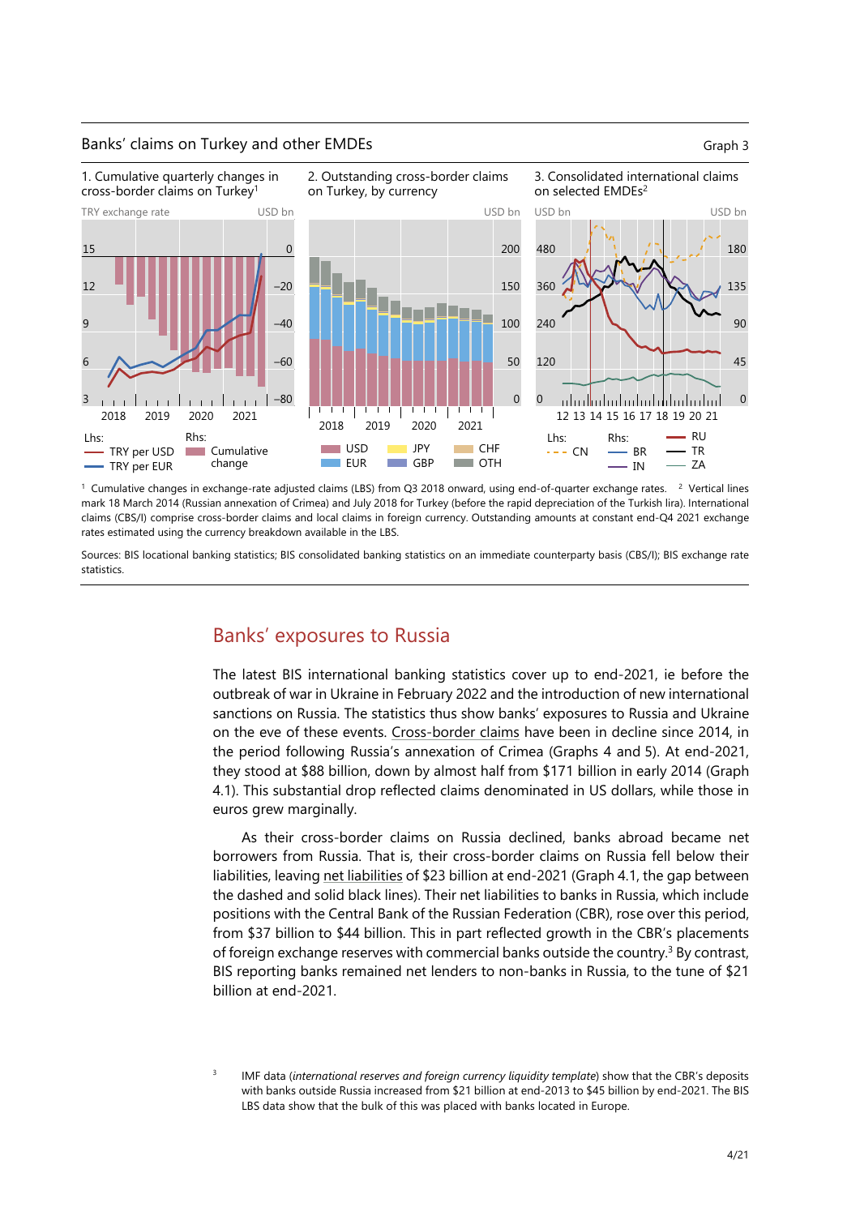Banks' claims on Turkey and other EMDEs

Graph 3

1. Cumulative quarterly changes in cross-border claims on Turkey[1]

2. Outstanding cross-border claims on Turkey, by currency

3. Consolidated international claims on selected EMDEs[2]

[1] Cumulative changes in exchange-rate adjusted claims (LBS) from Q3 2018 onward, using end-of-quarter exchange rates. [2] Vertical lines mark 18 March 2014 (Russian annexation of Crimea) and July 2018 for Turkey (before the rapid depreciation of the Turkish lira). International claims (CBS/I) comprise cross-border claims and local claims in foreign currency. Outstanding amounts at constant end-Q4 2021 exchange rates estimated using the currency breakdown available in the LBS.

Sources: BIS locational banking statistics; BIS consolidated banking statistics on an immediate counterparty basis (CBS/I); BIS exchange rate statistics.

## Banks' exposures to Russia

The latest BIS international banking statistics cover up to end-2021, ie before the outbreak of war in Ukraine in February 2022 and the introduction of new international sanctions on Russia. The statistics thus show banks' exposures to Russia and Ukraine on the eve of these events. Cross-border claims have been in decline since 2014, in the period following Russia's annexation of Crimea (Graphs 4 and 5). At end-2021, they stood at $88 billion, down by almost half from $171 billion in early 2014 (Graph 4.1). This substantial drop reflected claims denominated in US dollars, while those in euros grew marginally.

As their cross-border claims on Russia declined, banks abroad became net borrowers from Russia. That is, their cross-border claims on Russia fell below their liabilities, leaving net liabilities of $23 billion at end-2021 (Graph 4.1, the gap between the dashed and solid black lines). Their net liabilities to banks in Russia, which include positions with the Central Bank of the Russian Federation (CBR), rose over this period, from $37 billion to $44 billion. This in part reflected growth in the CBR's placements of foreign exchange reserves with commercial banks outside the country.[3] By contrast, BIS reporting banks remained net lenders to non-banks in Russia, to the tune of $21 billion at end-2021.

[3] IMF data (*international reserves and foreign currency liquidity template*) show that the CBR's deposits with banks outside Russia increased from $21 billion at end-2013 to $45 billion by end-2021. The BIS LBS data show that the bulk of this was placed with banks located in Europe.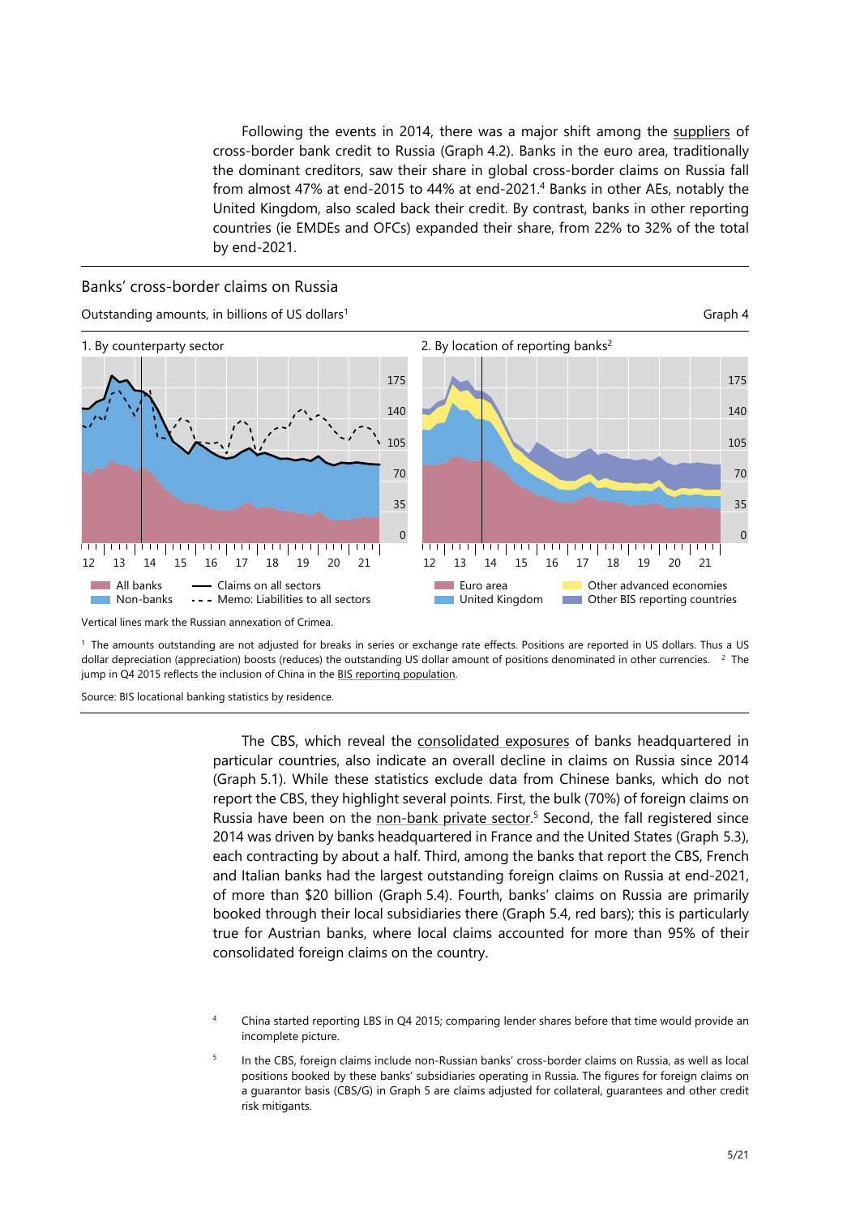Following the events in 2014, there was a major shift among the suppliers of cross-border bank credit to Russia (Graph 4.2). Banks in the euro area, traditionally the dominant creditors, saw their share in global cross-border claims on Russia fall from almost 47% at end-2015 to 44% at end-2021.[4] Banks in other AEs, notably the United Kingdom, also scaled back their credit. By contrast, banks in other reporting countries (ie EMDEs and OFCs) expanded their share, from 22% to 32% of the total by end-2021.

**Banks' cross-border claims on Russia**

Outstanding amounts, in billions of US dollars[1]

Graph 4

1. By counterparty sector

2. By location of reporting banks[2]

Vertical lines mark the Russian annexation of Crimea.

[1] The amounts outstanding are not adjusted for breaks in series or exchange rate effects. Positions are reported in US dollars. Thus a US dollar depreciation (appreciation) boosts (reduces) the outstanding US dollar amount of positions denominated in other currencies. [2] The jump in Q4 2015 reflects the inclusion of China in the BIS reporting population.

Source: BIS locational banking statistics by residence.

The CBS, which reveal the consolidated exposures of banks headquartered in particular countries, also indicate an overall decline in claims on Russia since 2014 (Graph 5.1). While these statistics exclude data from Chinese banks, which do not report the CBS, they highlight several points. First, the bulk (70%) of foreign claims on Russia have been on the non-bank private sector.[5] Second, the fall registered since 2014 was driven by banks headquartered in France and the United States (Graph 5.3), each contracting by about a half. Third, among the banks that report the CBS, French and Italian banks had the largest outstanding foreign claims on Russia at end-2021, of more than $20 billion (Graph 5.4). Fourth, banks' claims on Russia are primarily booked through their local subsidiaries there (Graph 5.4, red bars); this is particularly true for Austrian banks, where local claims accounted for more than 95% of their consolidated foreign claims on the country.

[4] China started reporting LBS in Q4 2015; comparing lender shares before that time would provide an incomplete picture.

[5] In the CBS, foreign claims include non-Russian banks' cross-border claims on Russia, as well as local positions booked by these banks' subsidiaries operating in Russia. The figures for foreign claims on a guarantor basis (CBS/G) in Graph 5 are claims adjusted for collateral, guarantees and other credit risk mitigants.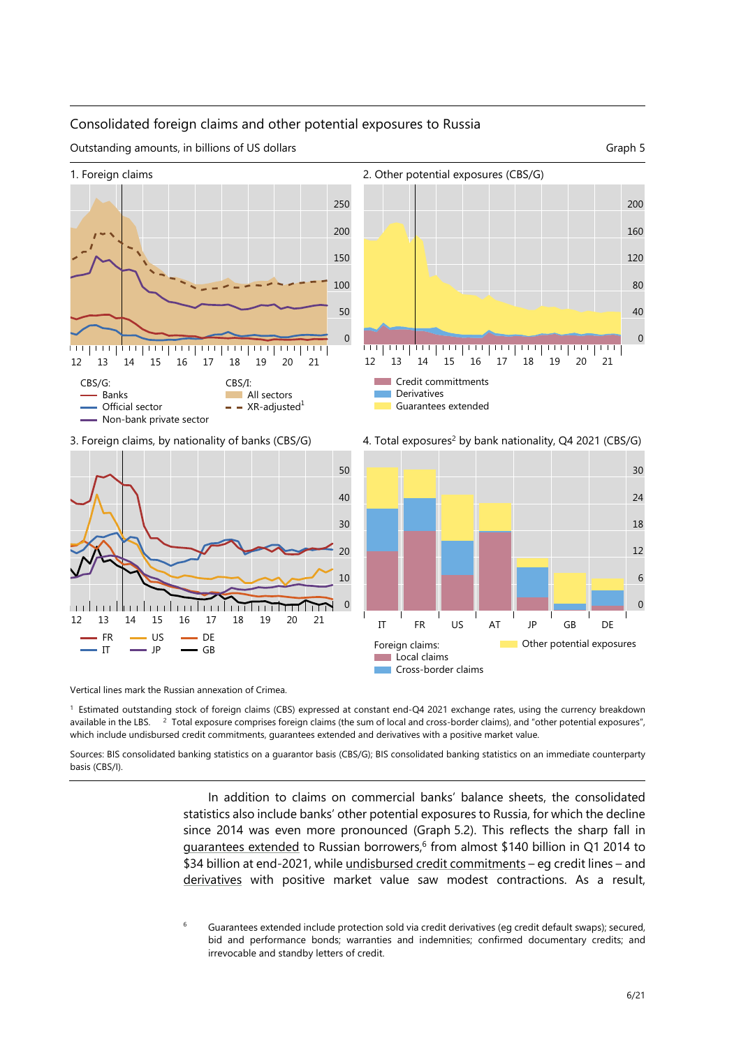Consolidated foreign claims and other potential exposures to Russia

Outstanding amounts, in billions of US dollars

Graph 5

1. Foreign claims

2. Other potential exposures (CBS/G)

3. Foreign claims, by nationality of banks (CBS/G)

4. Total exposures[2] by bank nationality, Q4 2021 (CBS/G)

Vertical lines mark the Russian annexation of Crimea.

[1] Estimated outstanding stock of foreign claims (CBS) expressed at constant end-Q4 2021 exchange rates, using the currency breakdown available in the LBS. [2] Total exposure comprises foreign claims (the sum of local and cross-border claims), and "other potential exposures", which include undisbursed credit commitments, guarantees extended and derivatives with a positive market value.

Sources: BIS consolidated banking statistics on a guarantor basis (CBS/G); BIS consolidated banking statistics on an immediate counterparty basis (CBS/I).

In addition to claims on commercial banks' balance sheets, the consolidated statistics also include banks' other potential exposures to Russia, for which the decline since 2014 was even more pronounced (Graph 5.2). This reflects the sharp fall in guarantees extended to Russian borrowers,[6] from almost $140 billion in Q1 2014 to $34 billion at end-2021, while undisbursed credit commitments – eg credit lines – and derivatives with positive market value saw modest contractions. As a result,

[6] Guarantees extended include protection sold via credit derivatives (eg credit default swaps); secured, bid and performance bonds; warranties and indemnities; confirmed documentary credits; and irrevocable and standby letters of credit.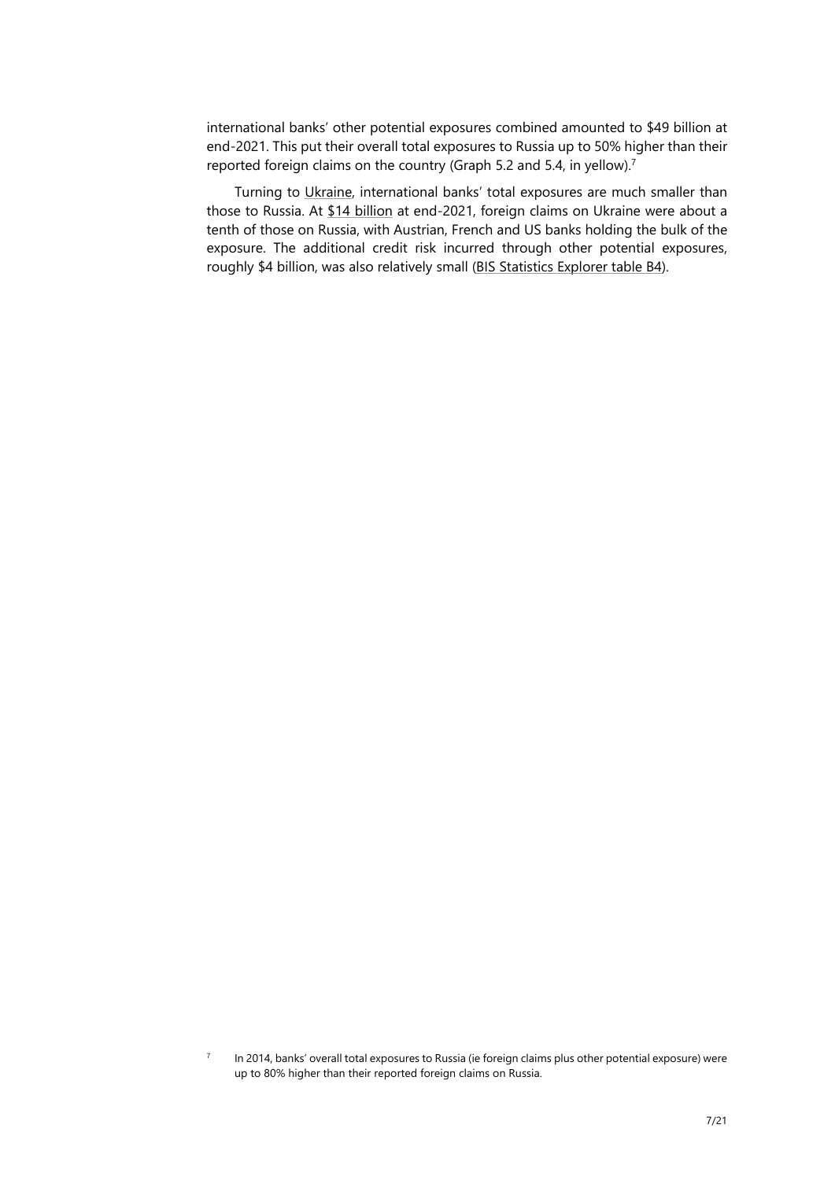international banks' other potential exposures combined amounted to $49 billion at end-2021. This put their overall total exposures to Russia up to 50% higher than their reported foreign claims on the country (Graph 5.2 and 5.4, in yellow).[7]

Turning to Ukraine, international banks' total exposures are much smaller than those to Russia. At $14 billion at end-2021, foreign claims on Ukraine were about a tenth of those on Russia, with Austrian, French and US banks holding the bulk of the exposure. The additional credit risk incurred through other potential exposures, roughly $4 billion, was also relatively small (BIS Statistics Explorer table B4).

[7] In 2014, banks' overall total exposures to Russia (ie foreign claims plus other potential exposure) were up to 80% higher than their reported foreign claims on Russia.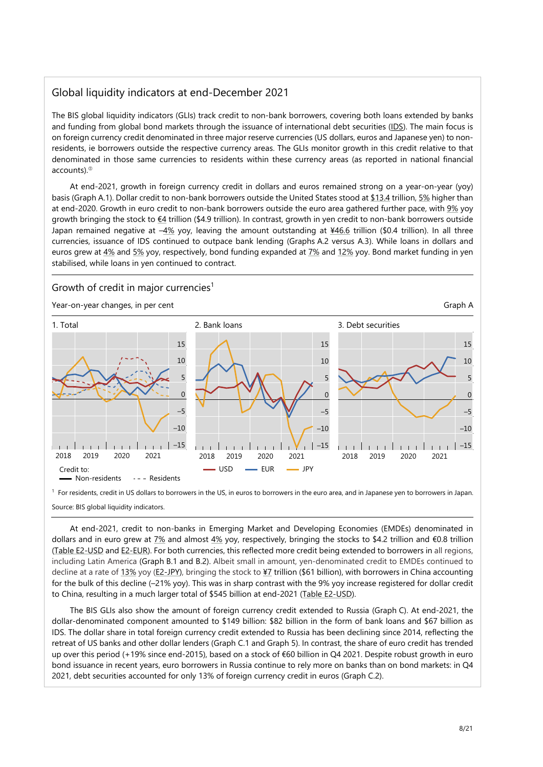## Global liquidity indicators at end-December 2021

The BIS global liquidity indicators (GLIs) track credit to non-bank borrowers, covering both loans extended by banks and funding from global bond markets through the issuance of international debt securities (IDS). The main focus is on foreign currency credit denominated in three major reserve currencies (US dollars, euros and Japanese yen) to non-residents, ie borrowers outside the respective currency areas. The GLIs monitor growth in this credit relative to that denominated in those same currencies to residents within these currency areas (as reported in national financial accounts).[①]

At end-2021, growth in foreign currency credit in dollars and euros remained strong on a year-on-year (yoy) basis (Graph A.1). Dollar credit to non-bank borrowers outside the United States stood at $13.4 trillion, 5% higher than at end-2020. Growth in euro credit to non-bank borrowers outside the euro area gathered further pace, with 9% yoy growth bringing the stock to €4 trillion ($4.9 trillion). In contrast, growth in yen credit to non-bank borrowers outside Japan remained negative at –4% yoy, leaving the amount outstanding at ¥46.6 trillion ($0.4 trillion). In all three currencies, issuance of IDS continued to outpace bank lending (Graphs A.2 versus A.3). While loans in dollars and euros grew at 4% and 5% yoy, respectively, bond funding expanded at 7% and 12% yoy. Bond market funding in yen stabilised, while loans in yen continued to contract.

### Growth of credit in major currencies[1]

Year-on-year changes, in per cent

Graph A

1. Total — 2. Bank loans — 3. Debt securities

Credit to: Non-residents; Residents — USD; EUR; JPY

[1] For residents, credit in US dollars to borrowers in the US, in euros to borrowers in the euro area, and in Japanese yen to borrowers in Japan.

Source: BIS global liquidity indicators.

At end-2021, credit to non-banks in Emerging Market and Developing Economies (EMDEs) denominated in dollars and in euro grew at 7% and almost 4% yoy, respectively, bringing the stocks to $4.2 trillion and €0.8 trillion (Table E2-USD and E2-EUR). For both currencies, this reflected more credit being extended to borrowers in all regions, including Latin America (Graph B.1 and B.2). Albeit small in amount, yen-denominated credit to EMDEs continued to decline at a rate of 13% yoy (E2-JPY), bringing the stock to ¥7 trillion ($61 billion), with borrowers in China accounting for the bulk of this decline (–21% yoy). This was in sharp contrast with the 9% yoy increase registered for dollar credit to China, resulting in a much larger total of $545 billion at end-2021 (Table E2-USD).

The BIS GLIs also show the amount of foreign currency credit extended to Russia (Graph C). At end-2021, the dollar-denominated component amounted to $149 billion: $82 billion in the form of bank loans and $67 billion as IDS. The dollar share in total foreign currency credit extended to Russia has been declining since 2014, reflecting the retreat of US banks and other dollar lenders (Graph C.1 and Graph 5). In contrast, the share of euro credit has trended up over this period (+19% since end-2015), based on a stock of €60 billion in Q4 2021. Despite robust growth in euro bond issuance in recent years, euro borrowers in Russia continue to rely more on banks than on bond markets: in Q4 2021, debt securities accounted for only 13% of foreign currency credit in euros (Graph C.2).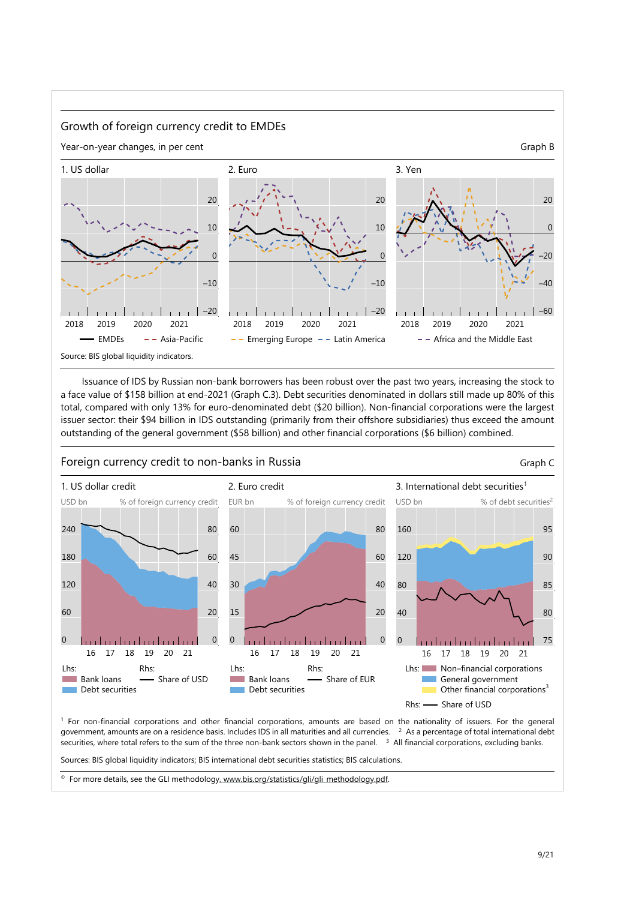## Growth of foreign currency credit to EMDEs

Year-on-year changes, in per cent — Graph B

1. US dollar — 2. Euro — 3. Yen

— EMDEs  - - Asia-Pacific  - - Emerging Europe  - - Latin America  - - Africa and the Middle East

Source: BIS global liquidity indicators.

Issuance of IDS by Russian non-bank borrowers has been robust over the past two years, increasing the stock to a face value of $158 billion at end-2021 (Graph C.3). Debt securities denominated in dollars still made up 80% of this total, compared with only 13% for euro-denominated debt ($20 billion). Non-financial corporations were the largest issuer sector: their $94 billion in IDS outstanding (primarily from their offshore subsidiaries) thus exceed the amount outstanding of the general government ($58 billion) and other financial corporations ($6 billion) combined.

## Foreign currency credit to non-banks in Russia

Graph C

1. US dollar credit (Lhs: USD bn; Rhs: % of foreign currency credit) — 2. Euro credit (Lhs: EUR bn; Rhs: % of foreign currency credit) — 3. International debt securities[1] (Lhs: USD bn; Rhs: % of debt securities[2])

Panels 1 and 2 — Lhs: Bank loans; Debt securities. Rhs: Share of USD / Share of EUR.

Panel 3 — Lhs: Non–financial corporations; General government; Other financial corporations[3]. Rhs: Share of USD.

[1] For non-financial corporations and other financial corporations, amounts are based on the nationality of issuers. For the general government, amounts are on a residence basis. Includes IDS in all maturities and all currencies. [2] As a percentage of total international debt securities, where total refers to the sum of the three non-bank sectors shown in the panel. [3] All financial corporations, excluding banks.

Sources: BIS global liquidity indicators; BIS international debt securities statistics; BIS calculations.

[①] For more details, see the GLI methodology, www.bis.org/statistics/gli/gli_methodology.pdf.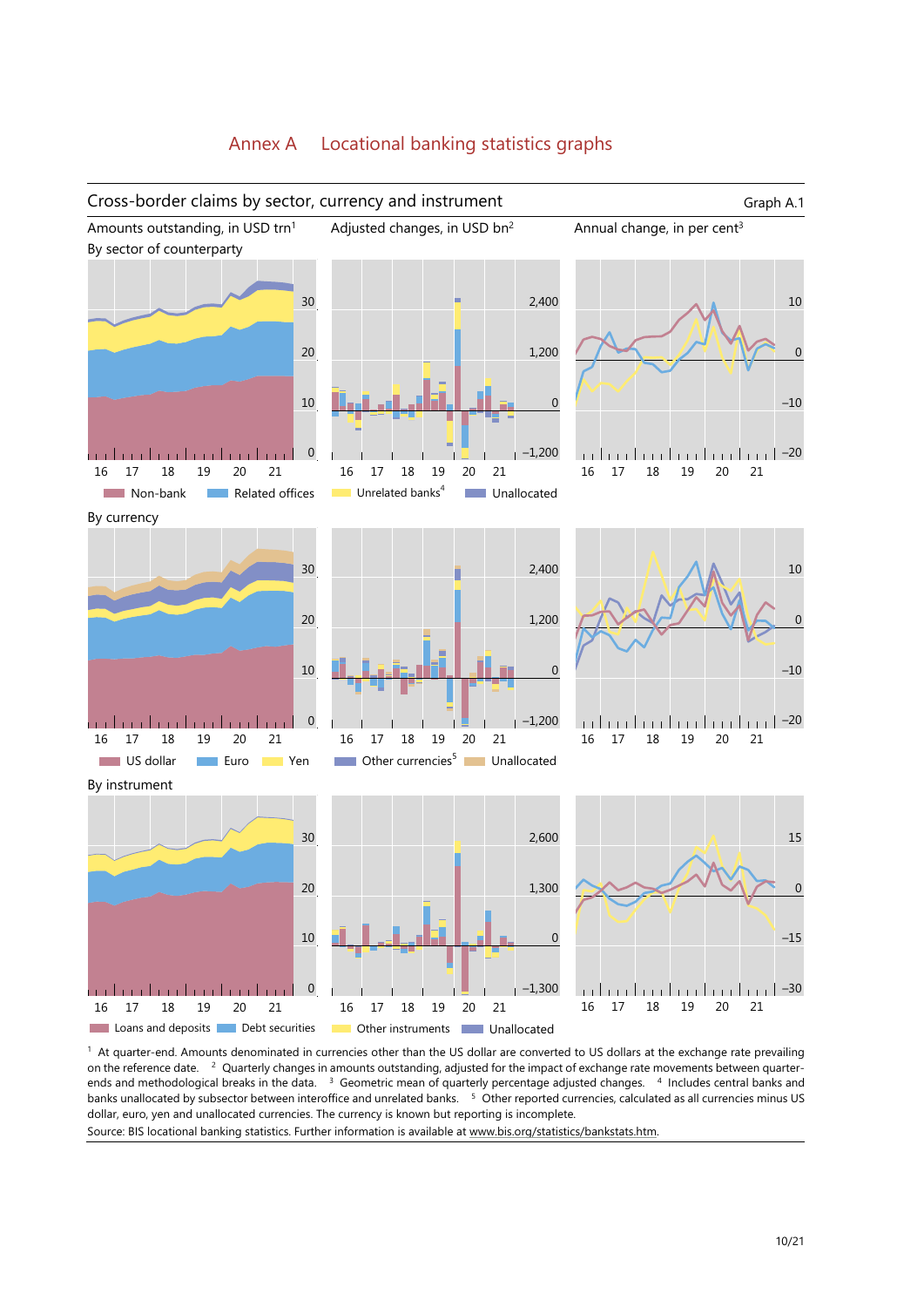# Annex A Locational banking statistics graphs

## Cross-border claims by sector, currency and instrument

Graph A.1

Amounts outstanding, in USD trn[1] | Adjusted changes, in USD bn[2] | Annual change, in per cent[3]

By sector of counterparty

Non-bank | Related offices | Unrelated banks[4] | Unallocated

By currency

US dollar | Euro | Yen | Other currencies[5] | Unallocated

By instrument

Loans and deposits | Debt securities | Other instruments | Unallocated

[1] At quarter-end. Amounts denominated in currencies other than the US dollar are converted to US dollars at the exchange rate prevailing on the reference date. [2] Quarterly changes in amounts outstanding, adjusted for the impact of exchange rate movements between quarter-ends and methodological breaks in the data. [3] Geometric mean of quarterly percentage adjusted changes. [4] Includes central banks and banks unallocated by subsector between interoffice and unrelated banks. [5] Other reported currencies, calculated as all currencies minus US dollar, euro, yen and unallocated currencies. The currency is known but reporting is incomplete.

Source: BIS locational banking statistics. Further information is available at www.bis.org/statistics/bankstats.htm.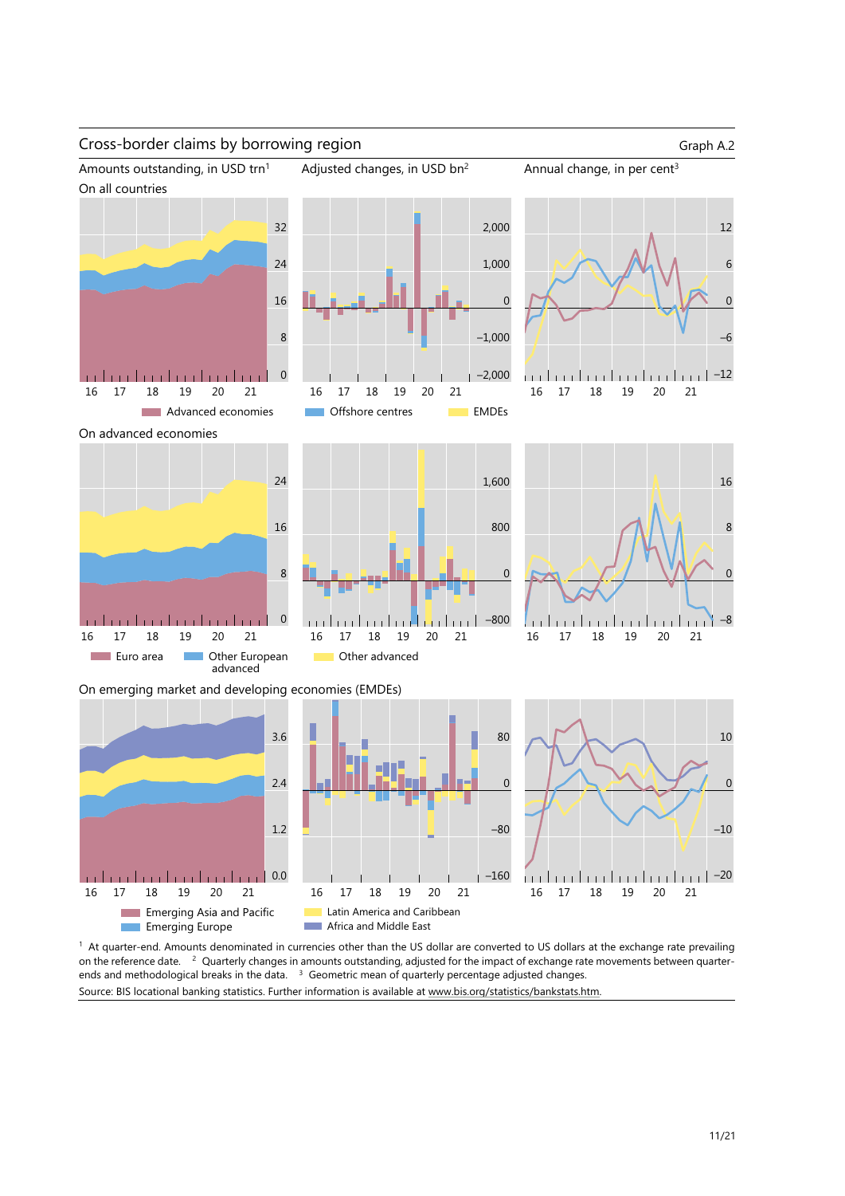## Cross-border claims by borrowing region

Graph A.2

Amounts outstanding, in USD trn[1] | Adjusted changes, in USD bn[2] | Annual change, in per cent[3]

On all countries

Advanced economies | Offshore centres | EMDEs

On advanced economies

Euro area | Other European advanced | Other advanced

On emerging market and developing economies (EMDEs)

Emerging Asia and Pacific | Emerging Europe | Latin America and Caribbean | Africa and Middle East

[1] At quarter-end. Amounts denominated in currencies other than the US dollar are converted to US dollars at the exchange rate prevailing on the reference date. [2] Quarterly changes in amounts outstanding, adjusted for the impact of exchange rate movements between quarter-ends and methodological breaks in the data. [3] Geometric mean of quarterly percentage adjusted changes.

Source: BIS locational banking statistics. Further information is available at www.bis.org/statistics/bankstats.htm.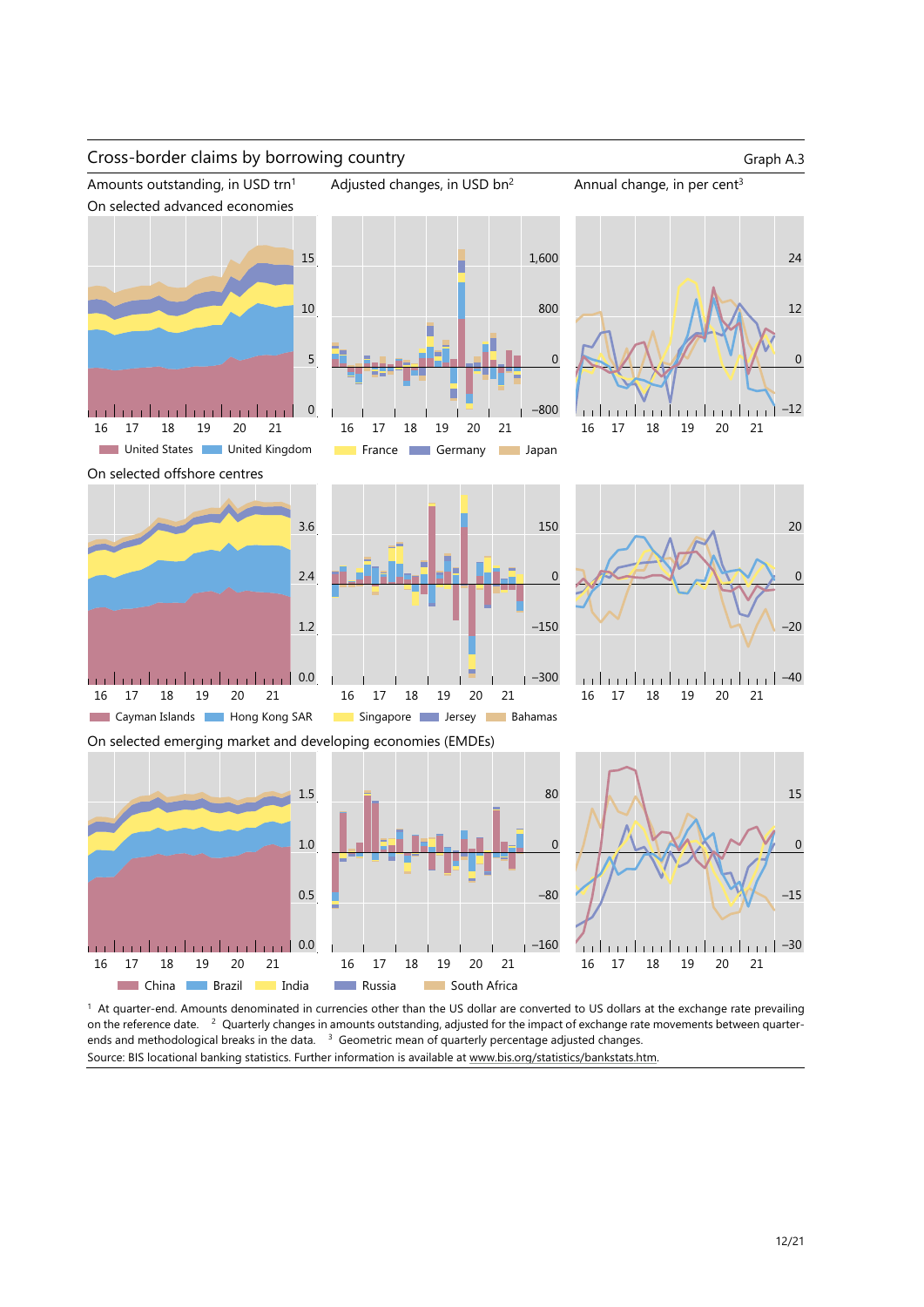## Cross-border claims by borrowing country

Graph A.3

Amounts outstanding, in USD trn[1] | Adjusted changes, in USD bn[2] | Annual change, in per cent[3]

On selected advanced economies

United States, United Kingdom, France, Germany, Japan

On selected offshore centres

Cayman Islands, Hong Kong SAR, Singapore, Jersey, Bahamas

On selected emerging market and developing economies (EMDEs)

China, Brazil, India, Russia, South Africa

[1] At quarter-end. Amounts denominated in currencies other than the US dollar are converted to US dollars at the exchange rate prevailing on the reference date. [2] Quarterly changes in amounts outstanding, adjusted for the impact of exchange rate movements between quarter-ends and methodological breaks in the data. [3] Geometric mean of quarterly percentage adjusted changes.

Source: BIS locational banking statistics. Further information is available at www.bis.org/statistics/bankstats.htm.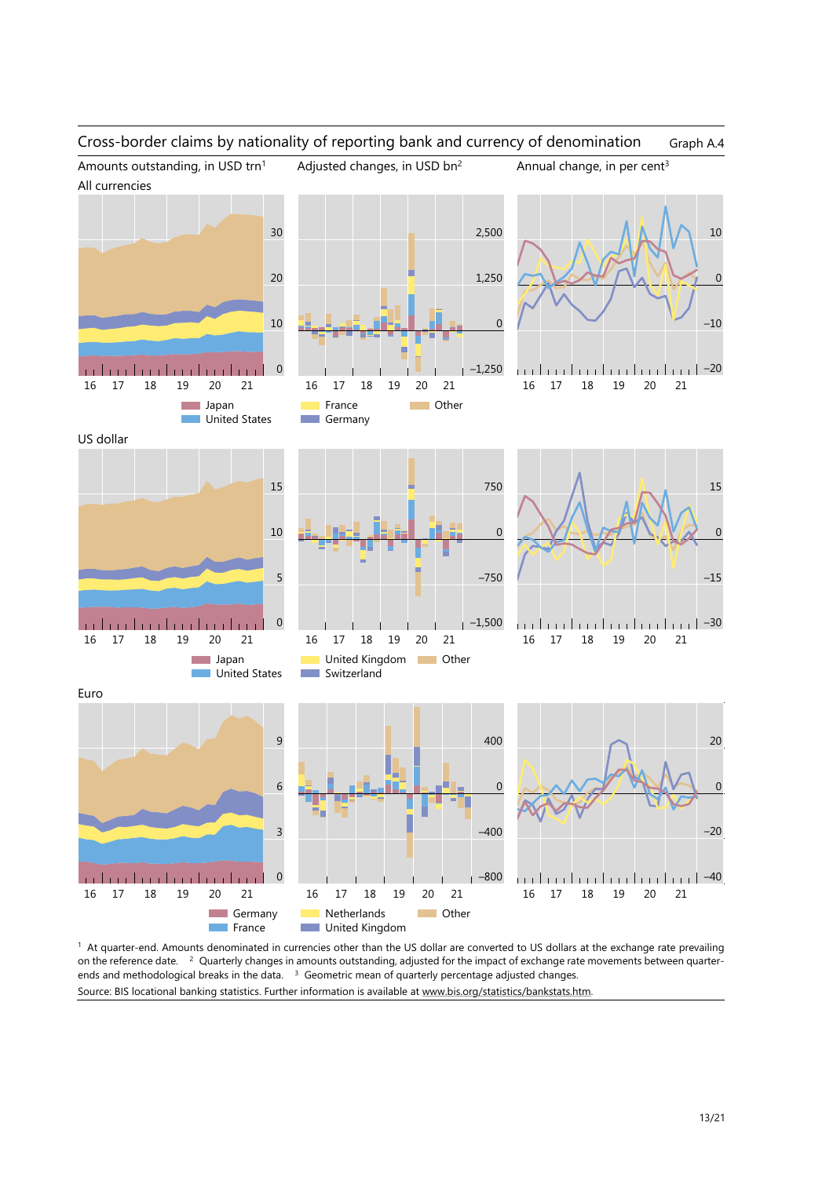## Cross-border claims by nationality of reporting bank and currency of denomination

Graph A.4

Amounts outstanding, in USD trn[1]

Adjusted changes, in USD bn[2]

Annual change, in per cent[3]

All currencies

Japan
United States
France
Germany
Other

US dollar

Japan
United States
United Kingdom
Switzerland
Other

Euro

Germany
France
Netherlands
United Kingdom
Other

[1] At quarter-end. Amounts denominated in currencies other than the US dollar are converted to US dollars at the exchange rate prevailing on the reference date. [2] Quarterly changes in amounts outstanding, adjusted for the impact of exchange rate movements between quarter-ends and methodological breaks in the data. [3] Geometric mean of quarterly percentage adjusted changes.

Source: BIS locational banking statistics. Further information is available at www.bis.org/statistics/bankstats.htm.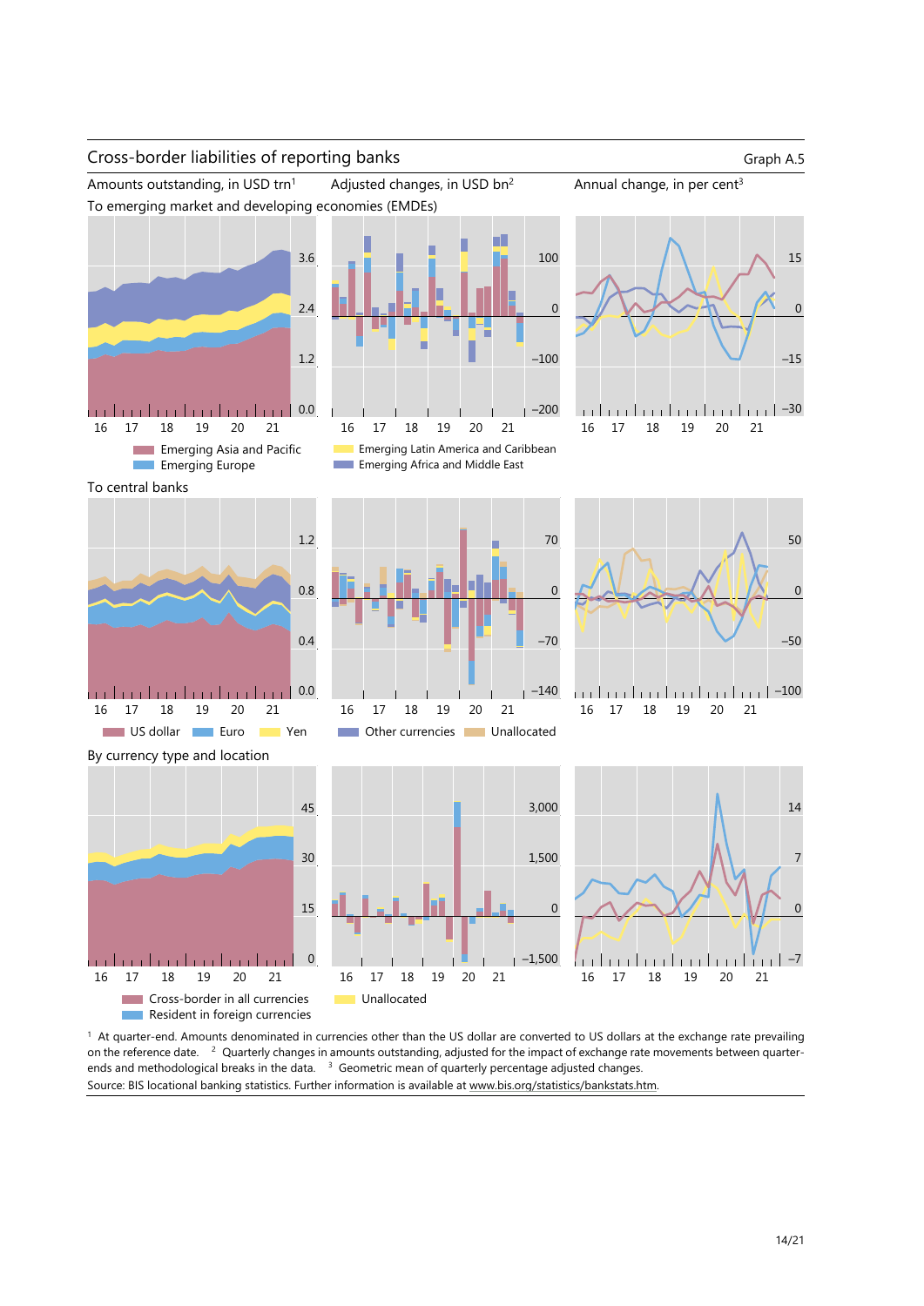## Cross-border liabilities of reporting banks

Graph A.5

Amounts outstanding, in USD trn[1] | Adjusted changes, in USD bn[2] | Annual change, in per cent[3]

To emerging market and developing economies (EMDEs)

Emerging Asia and Pacific | Emerging Latin America and Caribbean | Emerging Europe | Emerging Africa and Middle East

To central banks

US dollar | Euro | Yen | Other currencies | Unallocated

By currency type and location

Cross-border in all currencies | Resident in foreign currencies | Unallocated

[1] At quarter-end. Amounts denominated in currencies other than the US dollar are converted to US dollars at the exchange rate prevailing on the reference date. [2] Quarterly changes in amounts outstanding, adjusted for the impact of exchange rate movements between quarter-ends and methodological breaks in the data. [3] Geometric mean of quarterly percentage adjusted changes.

Source: BIS locational banking statistics. Further information is available at www.bis.org/statistics/bankstats.htm.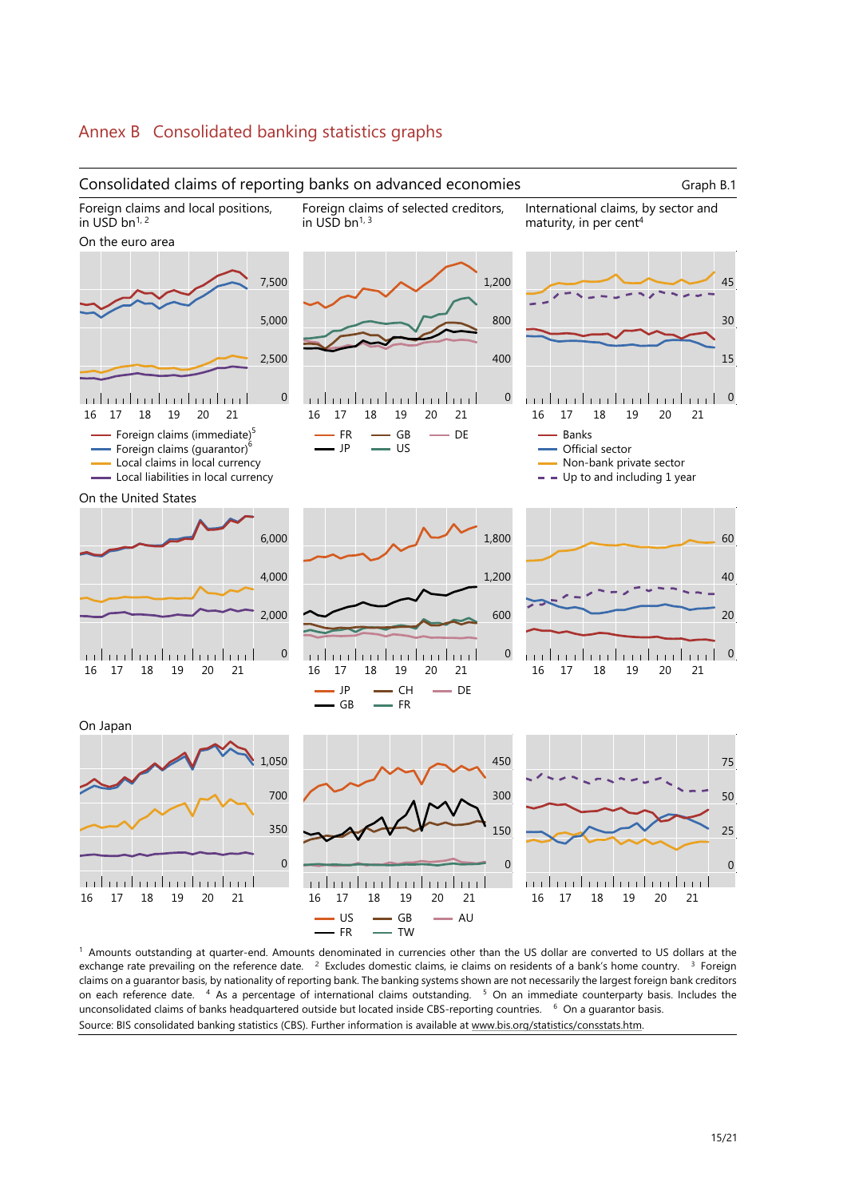## Annex B Consolidated banking statistics graphs

Consolidated claims of reporting banks on advanced economies — Graph B.1

Foreign claims and local positions, in USD bn[1, 2]

Foreign claims of selected creditors, in USD bn[1, 3]

International claims, by sector and maturity, in per cent[4]

On the euro area

Foreign claims and local positions: 0; 2,500; 5,000; 7,500 — 16 17 18 19 20 21

- Foreign claims (immediate)[5]
- Foreign claims (guarantor)[6]
- Local claims in local currency
- Local liabilities in local currency

Foreign claims of selected creditors: 0; 400; 800; 1,200 — 16 17 18 19 20 21

- FR
- JP
- GB
- US
- DE

International claims, by sector and maturity: 0; 15; 30; 45 — 16 17 18 19 20 21

- Banks
- Official sector
- Non-bank private sector
- Up to and including 1 year

On the United States

Foreign claims and local positions: 0; 2,000; 4,000; 6,000 — 16 17 18 19 20 21

Foreign claims of selected creditors: 0; 600; 1,200; 1,800 — 16 17 18 19 20 21

- JP
- GB
- CH
- FR
- DE

International claims, by sector and maturity: 0; 20; 40; 60 — 16 17 18 19 20 21

On Japan

Foreign claims and local positions: 0; 350; 700; 1,050 — 16 17 18 19 20 21

Foreign claims of selected creditors: 0; 150; 300; 450 — 16 17 18 19 20 21

- US
- FR
- GB
- TW
- AU

International claims, by sector and maturity: 0; 25; 50; 75 — 16 17 18 19 20 21

[1] Amounts outstanding at quarter-end. Amounts denominated in currencies other than the US dollar are converted to US dollars at the exchange rate prevailing on the reference date. [2] Excludes domestic claims, ie claims on residents of a bank's home country. [3] Foreign claims on a guarantor basis, by nationality of reporting bank. The banking systems shown are not necessarily the largest foreign bank creditors on each reference date. [4] As a percentage of international claims outstanding. [5] On an immediate counterparty basis. Includes the unconsolidated claims of banks headquartered outside but located inside CBS-reporting countries. [6] On a guarantor basis.

Source: BIS consolidated banking statistics (CBS). Further information is available at www.bis.org/statistics/consstats.htm.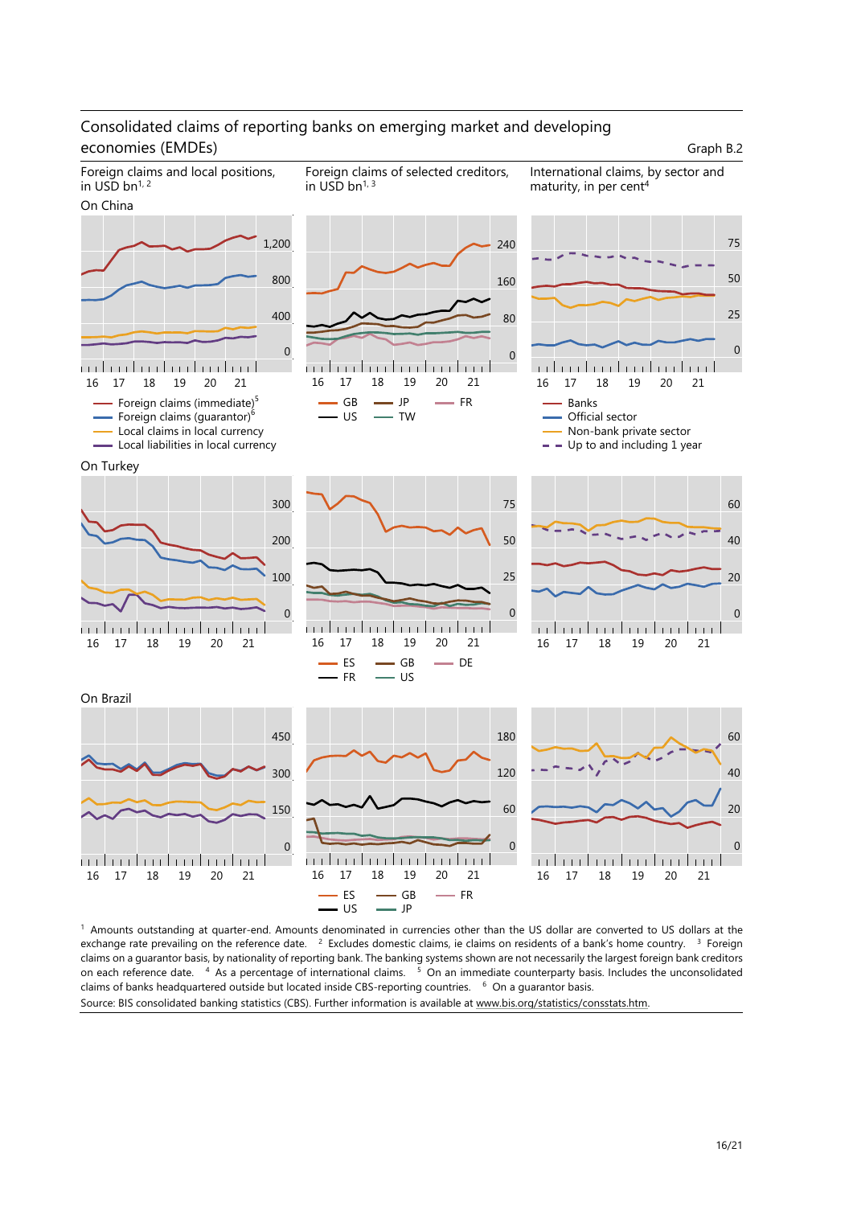## Consolidated claims of reporting banks on emerging market and developing economies (EMDEs)

Graph B.2

Foreign claims and local positions, in USD bn[1, 2]

Foreign claims of selected creditors, in USD bn[1, 3]

International claims, by sector and maturity, in per cent[4]

On China

— Foreign claims (immediate)[5]
— Foreign claims (guarantor)[6]
— Local claims in local currency
— Local liabilities in local currency

— GB — JP — FR
— US — TW

— Banks
— Official sector
— Non-bank private sector
- - Up to and including 1 year

On Turkey

— ES — GB — DE
— FR — US

On Brazil

— ES — GB — FR
— US — JP

[1] Amounts outstanding at quarter-end. Amounts denominated in currencies other than the US dollar are converted to US dollars at the exchange rate prevailing on the reference date. [2] Excludes domestic claims, ie claims on residents of a bank's home country. [3] Foreign claims on a guarantor basis, by nationality of reporting bank. The banking systems shown are not necessarily the largest foreign bank creditors on each reference date. [4] As a percentage of international claims. [5] On an immediate counterparty basis. Includes the unconsolidated claims of banks headquartered outside but located inside CBS-reporting countries. [6] On a guarantor basis.

Source: BIS consolidated banking statistics (CBS). Further information is available at www.bis.org/statistics/consstats.htm.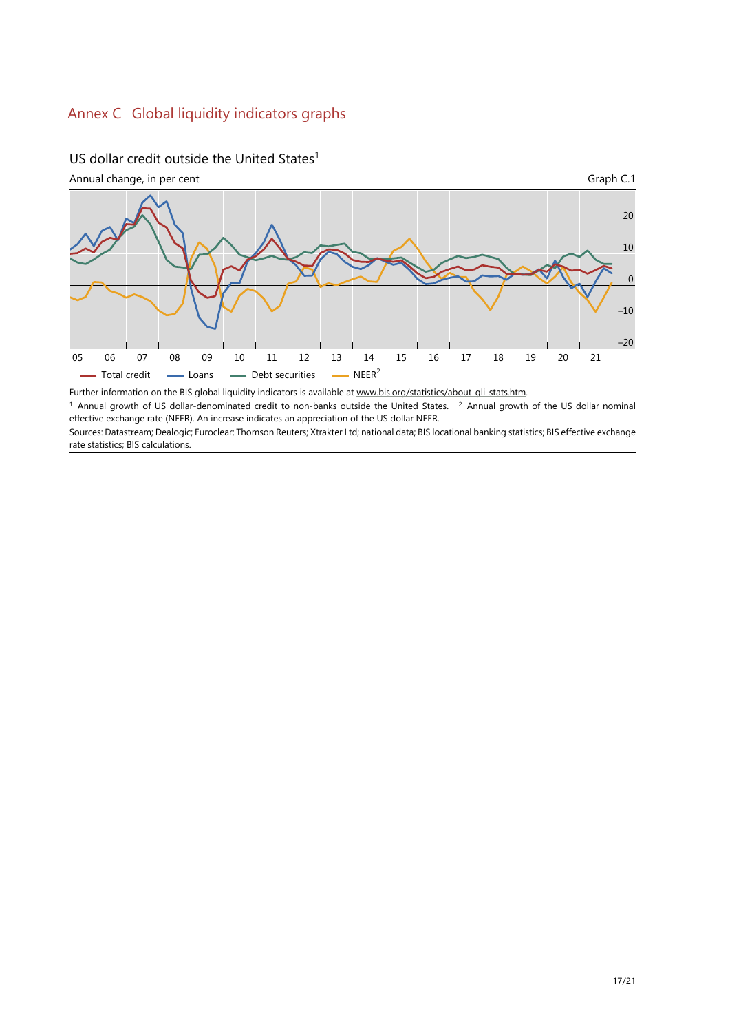## Annex C Global liquidity indicators graphs

US dollar credit outside the United States[1]

Annual change, in per cent

Graph C.1

Further information on the BIS global liquidity indicators is available at www.bis.org/statistics/about_gli_stats.htm.

[1] Annual growth of US dollar-denominated credit to non-banks outside the United States. [2] Annual growth of the US dollar nominal effective exchange rate (NEER). An increase indicates an appreciation of the US dollar NEER.

Sources: Datastream; Dealogic; Euroclear; Thomson Reuters; Xtrakter Ltd; national data; BIS locational banking statistics; BIS effective exchange rate statistics; BIS calculations.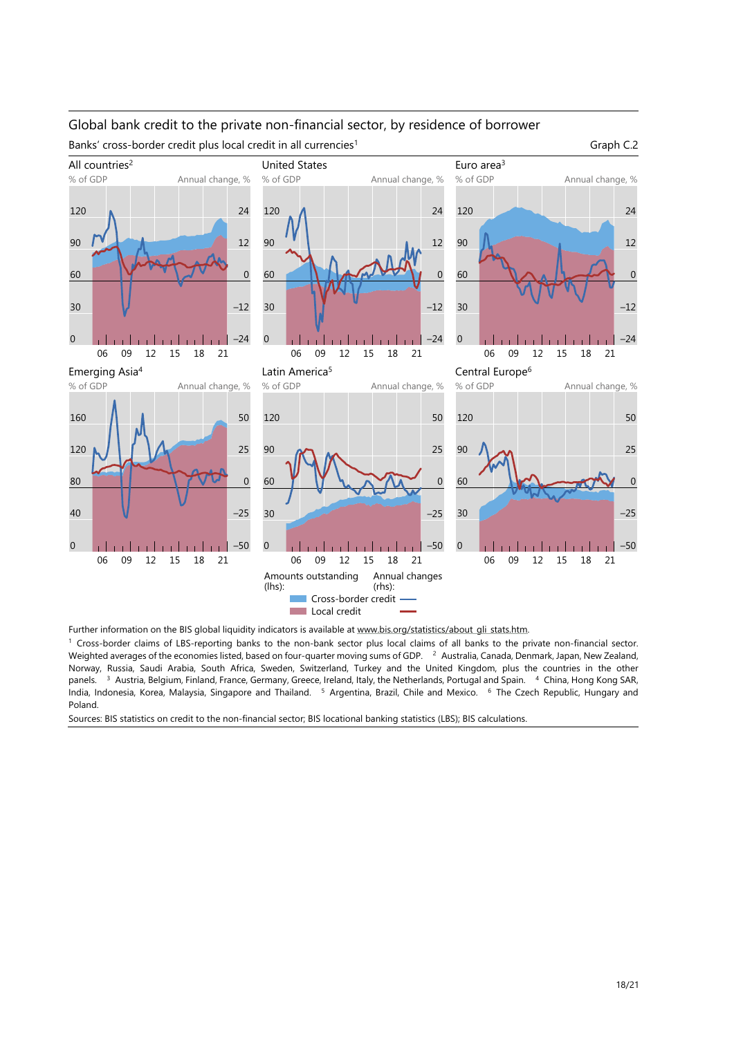## Global bank credit to the private non-financial sector, by residence of borrower

Banks' cross-border credit plus local credit in all currencies[1]

Graph C.2

All countries[2] — United States — Euro area[3] — Emerging Asia[4] — Latin America[5] — Central Europe[6]

Amounts outstanding (lhs): Cross-border credit; Local credit. Annual changes (rhs): Cross-border credit; Local credit.

Further information on the BIS global liquidity indicators is available at www.bis.org/statistics/about_gli_stats.htm.

[1] Cross-border claims of LBS-reporting banks to the non-bank sector plus local claims of all banks to the private non-financial sector. Weighted averages of the economies listed, based on four-quarter moving sums of GDP. [2] Australia, Canada, Denmark, Japan, New Zealand, Norway, Russia, Saudi Arabia, South Africa, Sweden, Switzerland, Turkey and the United Kingdom, plus the countries in the other panels. [3] Austria, Belgium, Finland, France, Germany, Greece, Ireland, Italy, the Netherlands, Portugal and Spain. [4] China, Hong Kong SAR, India, Indonesia, Korea, Malaysia, Singapore and Thailand. [5] Argentina, Brazil, Chile and Mexico. [6] The Czech Republic, Hungary and Poland.

Sources: BIS statistics on credit to the non-financial sector; BIS locational banking statistics (LBS); BIS calculations.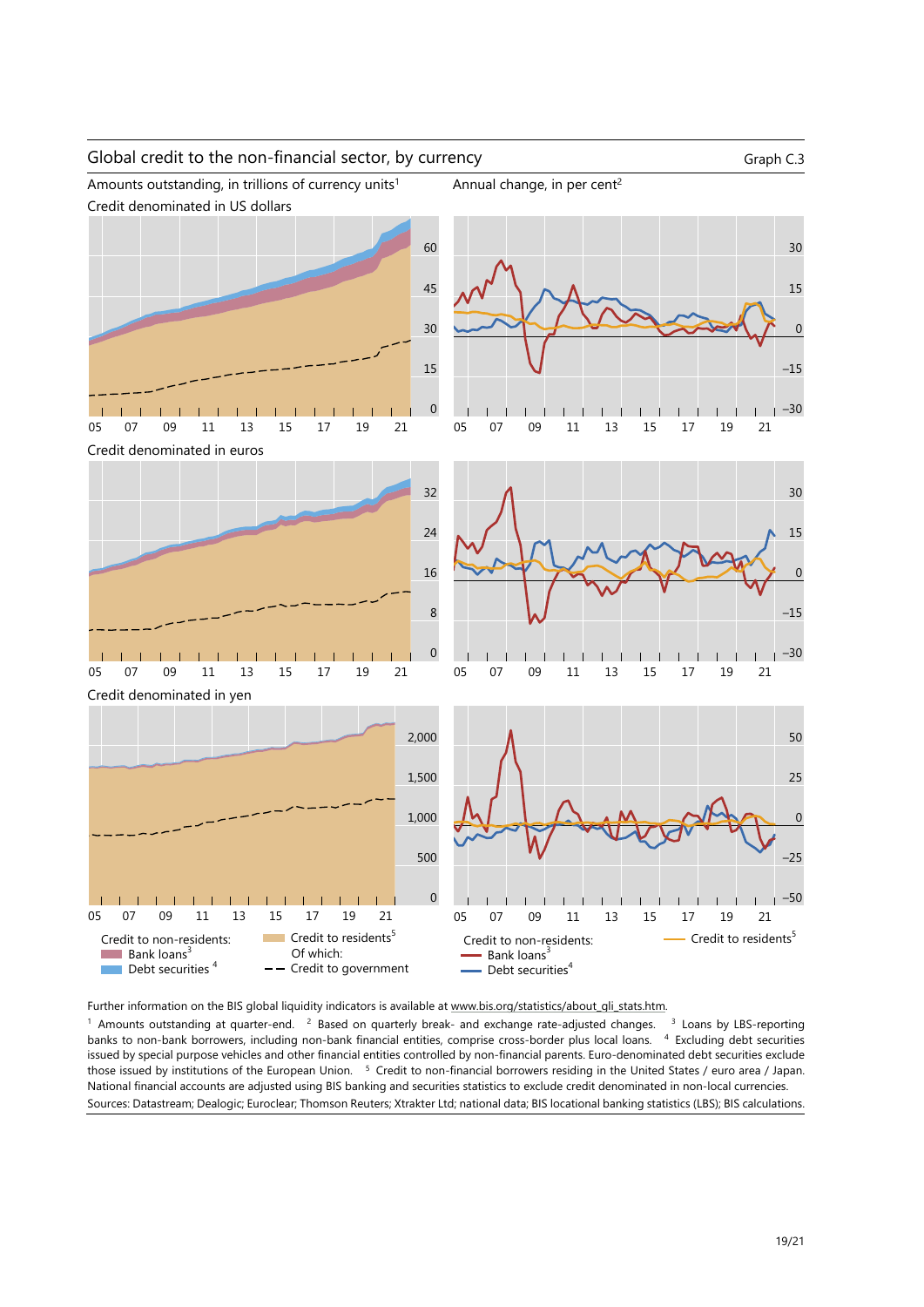## Global credit to the non-financial sector, by currency

Graph C.3

Amounts outstanding, in trillions of currency units[1]

Annual change, in per cent[2]

Credit denominated in US dollars

Credit denominated in euros

Credit denominated in yen

Credit to non-residents:
- Bank loans[3]
- Debt securities[4]

Credit to residents[5]

Of which:
- Credit to government

Further information on the BIS global liquidity indicators is available at www.bis.org/statistics/about_gli_stats.htm.

[1] Amounts outstanding at quarter-end. [2] Based on quarterly break- and exchange rate-adjusted changes. [3] Loans by LBS-reporting banks to non-bank borrowers, including non-bank financial entities, comprise cross-border plus local loans. [4] Excluding debt securities issued by special purpose vehicles and other financial entities controlled by non-financial parents. Euro-denominated debt securities exclude those issued by institutions of the European Union. [5] Credit to non-financial borrowers residing in the United States / euro area / Japan. National financial accounts are adjusted using BIS banking and securities statistics to exclude credit denominated in non-local currencies.

Sources: Datastream; Dealogic; Euroclear; Thomson Reuters; Xtrakter Ltd; national data; BIS locational banking statistics (LBS); BIS calculations.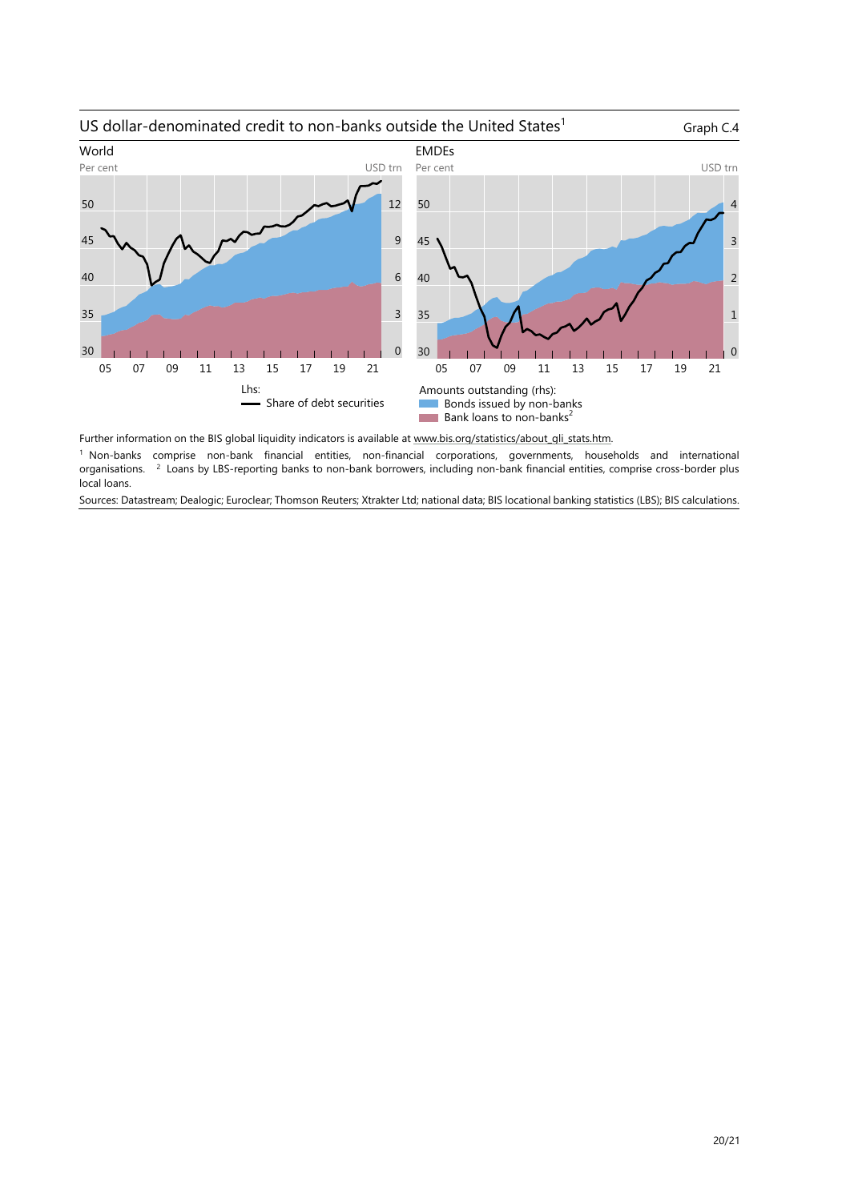US dollar-denominated credit to non-banks outside the United States[1] Graph C.4

World

Per cent | USD trn

EMDEs

Per cent | USD trn

Lhs:
— Share of debt securities

Amounts outstanding (rhs):
Bonds issued by non-banks
Bank loans to non-banks[2]

Further information on the BIS global liquidity indicators is available at www.bis.org/statistics/about_gli_stats.htm.

[1] Non-banks comprise non-bank financial entities, non-financial corporations, governments, households and international organisations. [2] Loans by LBS-reporting banks to non-bank borrowers, including non-bank financial entities, comprise cross-border plus local loans.

Sources: Datastream; Dealogic; Euroclear; Thomson Reuters; Xtrakter Ltd; national data; BIS locational banking statistics (LBS); BIS calculations.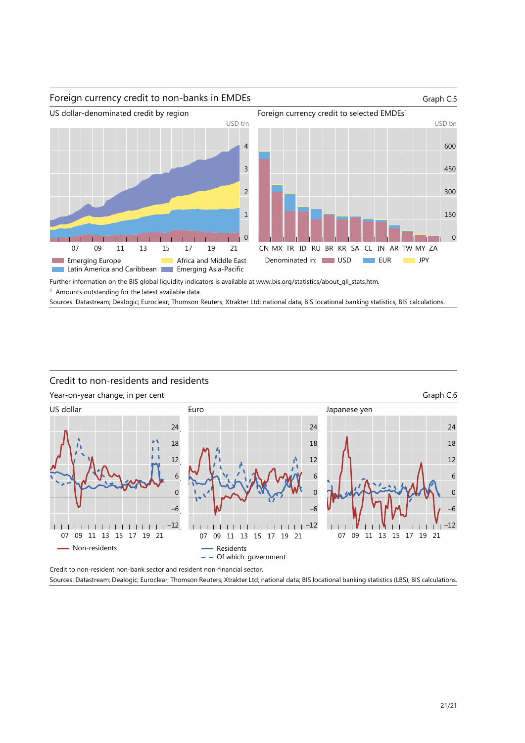## Foreign currency credit to non-banks in EMDEs

Graph C.5

US dollar-denominated credit by region

USD trn

4
3
2
1
0

07 09 11 13 15 17 19 21

Emerging Europe
Latin America and Caribbean
Africa and Middle East
Emerging Asia-Pacific

Foreign currency credit to selected EMDEs[1]

USD bn

600
450
300
150
0

CN MX TR ID RU BR KR SA CL IN AR TW MY ZA

Denominated in: USD EUR JPY

Further information on the BIS global liquidity indicators is available at www.bis.org/statistics/about_gli_stats.htm.

[1] Amounts outstanding for the latest available data.

Sources: Datastream; Dealogic; Euroclear; Thomson Reuters; Xtrakter Ltd; national data; BIS locational banking statistics; BIS calculations.

## Credit to non-residents and residents

Year-on-year change, in per cent

Graph C.6

US dollar

24
18
12
6
0
–6
–12

07 09 11 13 15 17 19 21

Euro

24
18
12
6
0
–6
–12

07 09 11 13 15 17 19 21

Japanese yen

24
18
12
6
0
–6
–12

07 09 11 13 15 17 19 21

Non-residents
Residents
Of which: government

Credit to non-resident non-bank sector and resident non-financial sector.

Sources: Datastream; Dealogic; Euroclear; Thomson Reuters; Xtrakter Ltd; national data; BIS locational banking statistics (LBS); BIS calculations.